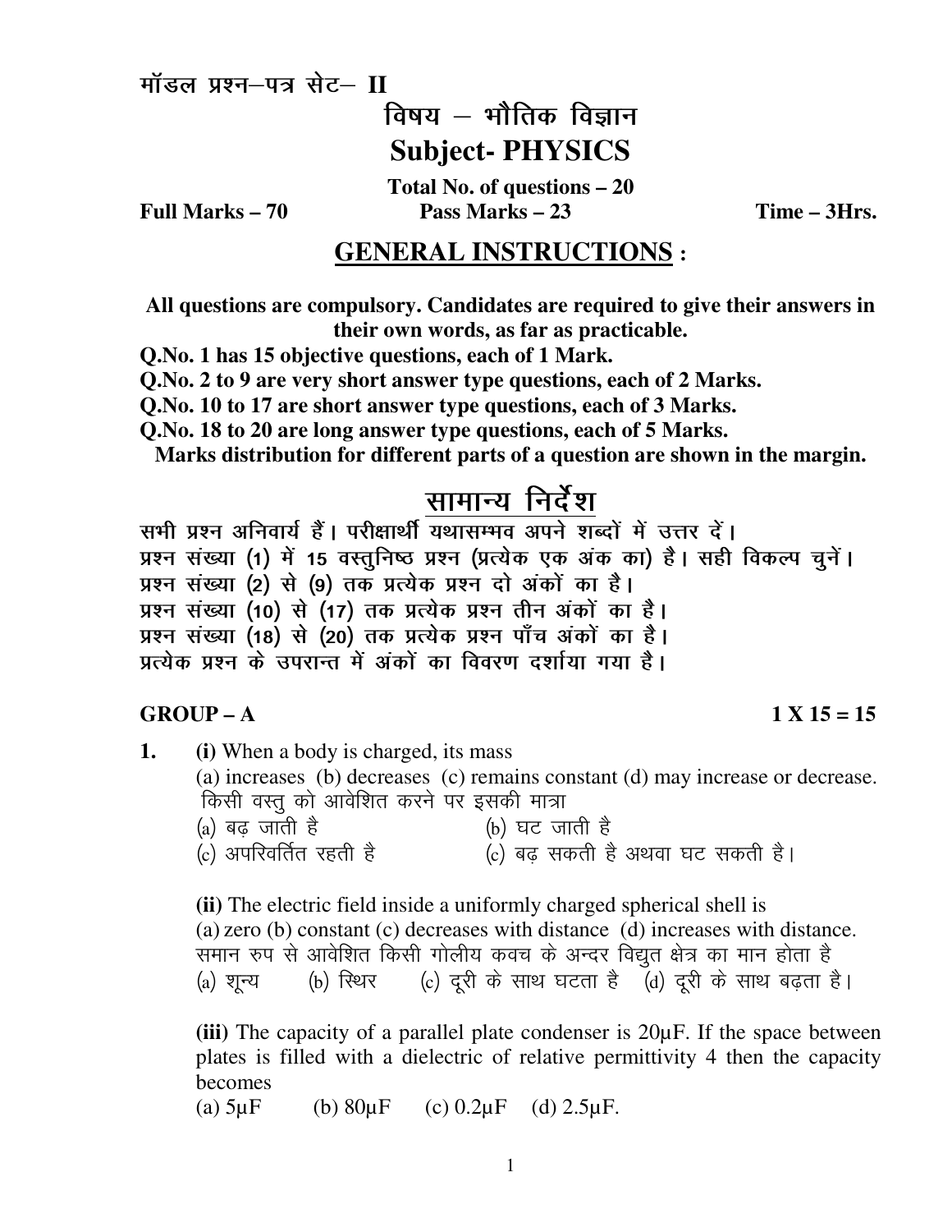मॉडल प्रश्न–पत्र सेट– II

# विषय – भौतिक विज्ञान

# Subject- PHYSICS

**Total No. of questions – 20**

**Full Marks – 70** **Pass Marks – 23** **Time – 3Hrs.**

## GENERAL INSTRUCTIONS :

**All questions are compulsory. Candidates are required to give their answers in their own words, as far as practicable.**

**Q.No. 1 has 15 objective questions, each of 1 Mark.**

**Q.No. 2 to 9 are very short answer type questions, each of 2 Marks.**

**Q.No. 10 to 17 are short answer type questions, each of 3 Marks.**

**Q.No. 18 to 20 are long answer type questions, each of 5 Marks.**

**Marks distribution for different parts of a question are shown in the margin.**

## सामान्य निर्देश

सभी प्रश्न अनिवार्य हैं। परीक्षार्थी यथासम्भव अपने शब्दों में उत्तर दें।
प्रश्न संख्या (1) में 15 वस्तुनिष्ठ प्रश्न (प्रत्येक एक अंक का) है। सही विकल्प चुनें।
प्रश्न संख्या (2) से (9) तक प्रत्येक प्रश्न दो अंकों का है।
प्रश्न संख्या (10) से (17) तक प्रत्येक प्रश्न तीन अंकों का है।
प्रश्न संख्या (18) से (20) तक प्रत्येक प्रश्न पाँच अंकों का है।
प्रत्येक प्रश्न के उपरान्त में अंकों का विवरण दर्शाया गया है।

### GROUP – A $1 \times 15 = 15$

**1.** **(i)** When a body is charged, its mass
(a) increases (b) decreases (c) remains constant (d) may increase or decrease.
किसी वस्तु को आवेशित करने पर इसकी मात्रा
(a) बढ़ जाती है (b) घट जाती है
(c) अपरिवर्तित रहती है (c) बढ़ सकती है अथवा घट सकती है।

**(ii)** The electric field inside a uniformly charged spherical shell is
(a) zero (b) constant (c) decreases with distance (d) increases with distance.
समान रुप से आवेशित किसी गोलीय कवच के अन्दर विद्युत क्षेत्र का मान होता है
(a) शून्य (b) स्थिर (c) दूरी के साथ घटता है (d) दूरी के साथ बढ़ता है।

**(iii)** The capacity of a parallel plate condenser is 20μF. If the space between plates is filled with a dielectric of relative permittivity 4 then the capacity becomes
(a) 5μF (b) 80μF (c) 0.2μF (d) 2.5μF.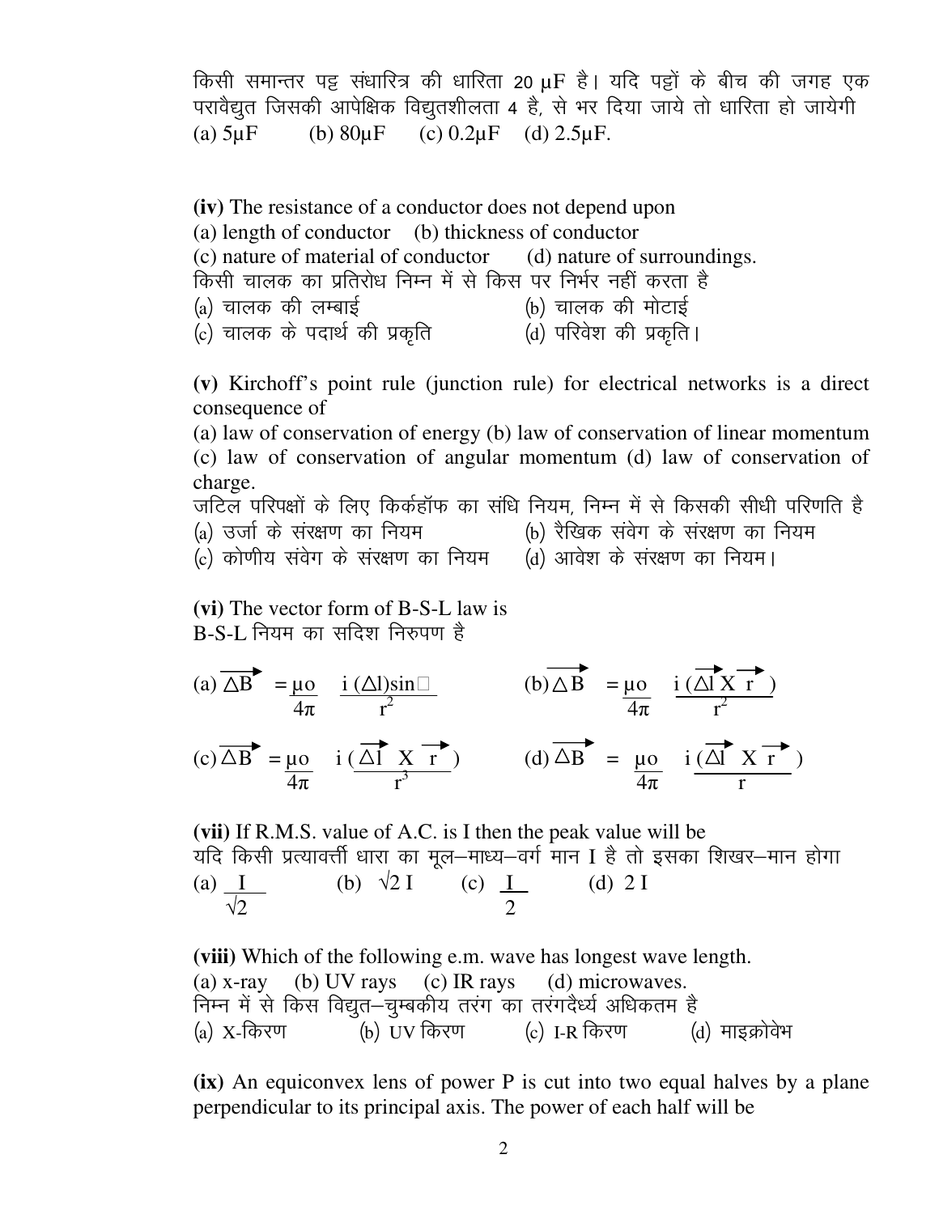किसी समान्तर पट्ट संधारित्र की धारिता 20 μF है। यदि पट्टों के बीच की जगह एक परावैद्युत जिसकी आपेक्षिक विद्युतशीलता 4 है, से भर दिया जाये तो धारिता हो जायेगी

(a) 5μF (b) 80μF (c) 0.2μF (d) 2.5μF.

**(iv)** The resistance of a conductor does not depend upon

(a) length of conductor (b) thickness of conductor

(c) nature of material of conductor (d) nature of surroundings.

किसी चालक का प्रतिरोध निम्न में से किस पर निर्भर नहीं करता है

(a) चालक की लम्बाई (b) चालक की मोटाई

(c) चालक के पदार्थ की प्रकृति (d) परिवेश की प्रकृति।

**(v)** Kirchoff's point rule (junction rule) for electrical networks is a direct consequence of

(a) law of conservation of energy (b) law of conservation of linear momentum

(c) law of conservation of angular momentum (d) law of conservation of charge.

जटिल परिपक्षों के लिए किर्कहॉफ का संधि नियम, निम्न में से किसकी सीधी परिणति है

(a) उर्जा के संरक्षण का नियम (b) रैखिक संवेग के संरक्षण का नियम

(c) कोणीय संवेग के संरक्षण का नियम (d) आवेश के संरक्षण का नियम।

**(vi)** The vector form of B-S-L law is

B-S-L नियम का सदिश निरुपण है

(a) $\overrightarrow{\Delta B} = \frac{\mu_0}{4\pi} \frac{i(\Delta l)\sin\theta}{r^2}$ (b) $\overrightarrow{\Delta B} = \frac{\mu_0}{4\pi} \frac{i(\overrightarrow{\Delta l} \times \vec{r})}{r^2}$

(c) $\overrightarrow{\Delta B} = \frac{\mu_0}{4\pi} \frac{i(\overrightarrow{\Delta l} \times \vec{r})}{r^3}$ (d) $\overrightarrow{\Delta B} = \frac{\mu_0}{4\pi} \frac{i(\overrightarrow{\Delta l} \times \vec{r})}{r}$

**(vii)** If R.M.S. value of A.C. is I then the peak value will be

यदि किसी प्रत्यावर्त्ती धारा का मूल–माध्य–वर्ग मान I है तो इसका शिखर–मान होगा

(a) $\frac{I}{\sqrt{2}}$ (b) $\sqrt{2}\, I$ (c) $\frac{I}{2}$ (d) $2I$

**(viii)** Which of the following e.m. wave has longest wave length.

(a) x-ray (b) UV rays (c) IR rays (d) microwaves.

निम्न में से किस विद्युत–चुम्बकीय तरंग का तरंगदैर्ध्य अधिकतम है

(a) X-किरण (b) UV किरण (c) I-R किरण (d) माइक्रोवेभ

**(ix)** An equiconvex lens of power P is cut into two equal halves by a plane perpendicular to its principal axis. The power of each half will be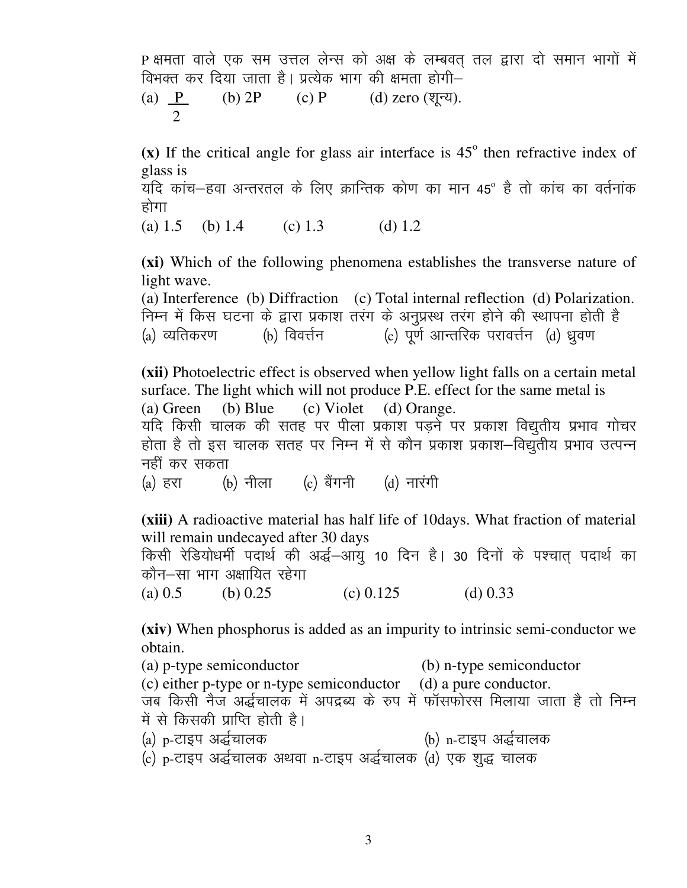P क्षमता वाले एक सम उत्तल लेन्स को अक्ष के लम्बवत् तल द्वारा दो समान भागों में विभक्त कर दिया जाता है। प्रत्येक भाग की क्षमता होगी–

(a) $\frac{P}{2}$ (b) 2P (c) P (d) zero (शून्य).

**(x)** If the critical angle for glass air interface is $45^o$ then refractive index of glass is

यदि कांच–हवा अन्तरतल के लिए क्रान्तिक कोण का मान $45^o$ है तो कांच का वर्तनांक होगा

(a) 1.5 (b) 1.4 (c) 1.3 (d) 1.2

**(xi)** Which of the following phenomena establishes the transverse nature of light wave.

(a) Interference (b) Diffraction (c) Total internal reflection (d) Polarization.

निम्न में किस घटना के द्वारा प्रकाश तरंग के अनुप्रस्थ तरंग होने की स्थापना होती है

(a) व्यतिकरण (b) विवर्त्तन (c) पूर्ण आन्तरिक परावर्त्तन (d) ध्रुवण

**(xii)** Photoelectric effect is observed when yellow light falls on a certain metal surface. The light which will not produce P.E. effect for the same metal is

(a) Green (b) Blue (c) Violet (d) Orange.

यदि किसी चालक की सतह पर पीला प्रकाश पड़ने पर प्रकाश विद्युतीय प्रभाव गोचर होता है तो इस चालक सतह पर निम्न में से कौन प्रकाश प्रकाश–विद्युतीय प्रभाव उत्पन्न नहीं कर सकता

(a) हरा (b) नीला (c) बैंगनी (d) नारंगी

**(xiii)** A radioactive material has half life of 10days. What fraction of material will remain undecayed after 30 days

किसी रेडियोधर्मी पदार्थ की अर्द्ध–आयु 10 दिन है। 30 दिनों के पश्चात् पदार्थ का कौन–सा भाग अक्षायित रहेगा

(a) 0.5 (b) 0.25 (c) 0.125 (d) 0.33

**(xiv)** When phosphorus is added as an impurity to intrinsic semi-conductor we obtain.

(a) p-type semiconductor (b) n-type semiconductor

(c) either p-type or n-type semiconductor (d) a pure conductor.

जब किसी नैज अर्द्धचालक में अपद्रब्य के रुप में फॉसफोरस मिलाया जाता है तो निम्न में से किसकी प्राप्ति होती है।

(a) p-टाइप अर्द्धचालक (b) n-टाइप अर्द्धचालक

(c) p-टाइप अर्द्धचालक अथवा n-टाइप अर्द्धचालक (d) एक शुद्ध चालक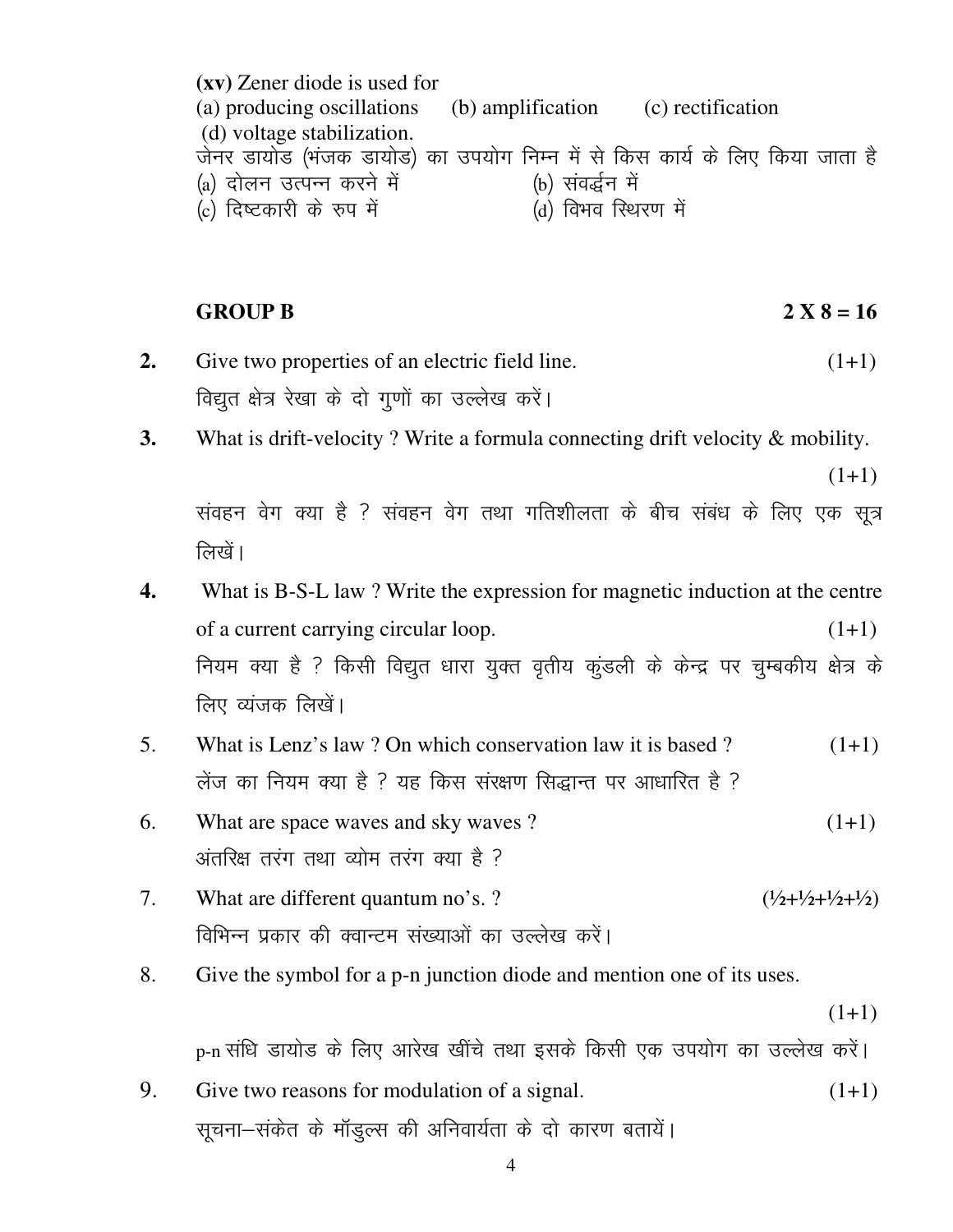**(xv)** Zener diode is used for
(a) producing oscillations (b) amplification (c) rectification
(d) voltage stabilization.
जेनर डायोड (भंजक डायोड) का उपयोग निम्न में से किस कार्य के लिए किया जाता है
(a) दोलन उत्पन्न करने में (b) संवर्द्धन में
(c) दिष्टकारी के रुप में (d) विभव स्थिरण में

## GROUP B $2 \times 8 = 16$

**2.** Give two properties of an electric field line. (1+1)
विद्युत क्षेत्र रेखा के दो गुणों का उल्लेख करें।

**3.** What is drift-velocity ? Write a formula connecting drift velocity & mobility. (1+1)
संवहन वेग क्या है ? संवहन वेग तथा गतिशीलता के बीच संबंध के लिए एक सूत्र लिखें।

**4.** What is B-S-L law ? Write the expression for magnetic induction at the centre of a current carrying circular loop. (1+1)
नियम क्या है ? किसी विद्युत धारा युक्त वृतीय कुंडली के केन्द्र पर चुम्बकीय क्षेत्र के लिए व्यंजक लिखें।

5. What is Lenz's law ? On which conservation law it is based ? (1+1)
लेंज का नियम क्या है ? यह किस संरक्षण सिद्धान्त पर आधारित है ?

6. What are space waves and sky waves ? (1+1)
अंतरिक्ष तरंग तथा व्योम तरंग क्या है ?

7. What are different quantum no's. ? (½+½+½+½)
विभिन्न प्रकार की क्वान्टम संख्याओं का उल्लेख करें।

8. Give the symbol for a p-n junction diode and mention one of its uses. (1+1)
p-n संधि डायोड के लिए आरेख खींचे तथा इसके किसी एक उपयोग का उल्लेख करें।

9. Give two reasons for modulation of a signal. (1+1)
सूचना–संकेत के मॉडुल्स की अनिवार्यता के दो कारण बतायें।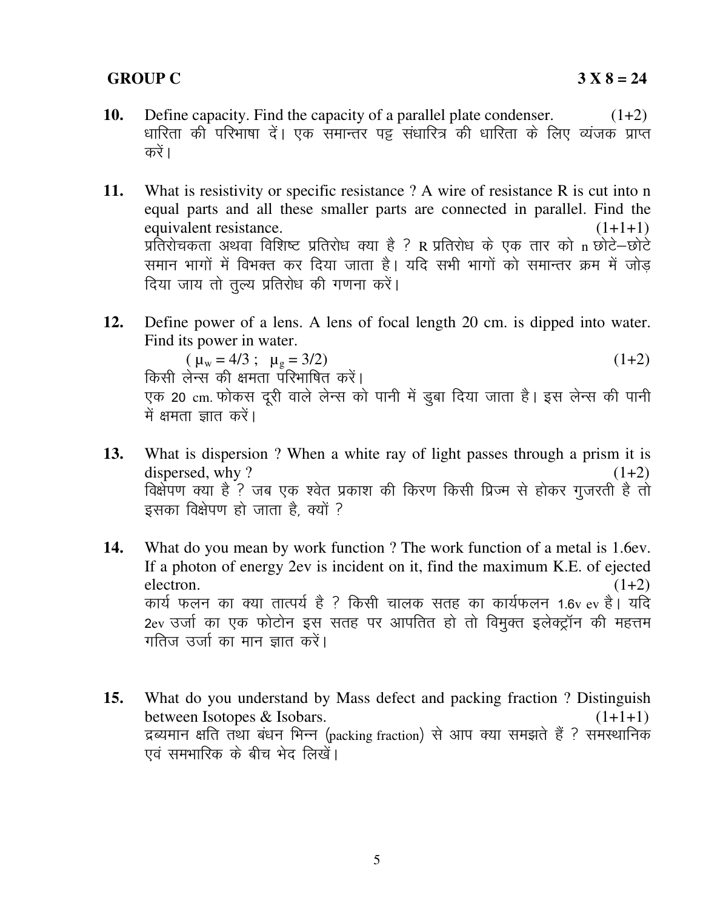**GROUP C** **3 X 8 = 24**

**10.** Define capacity. Find the capacity of a parallel plate condenser. (1+2)
धारिता की परिभाषा दें। एक समान्तर पट्ट संधारित्र की धारिता के लिए व्यंजक प्राप्त करें।

**11.** What is resistivity or specific resistance ? A wire of resistance R is cut into n equal parts and all these smaller parts are connected in parallel. Find the equivalent resistance. (1+1+1)
प्रतिरोधकता अथवा विशिष्ट प्रतिरोध क्या है ? R प्रतिरोध के एक तार को n छोटे–छोटे समान भागों में विभक्त कर दिया जाता है। यदि सभी भागों को समान्तर क्रम में जोड़ दिया जाय तो तुल्य प्रतिरोध की गणना करें।

**12.** Define power of a lens. A lens of focal length 20 cm. is dipped into water. Find its power in water.
( $\mu_w = 4/3$ ; $\mu_g = 3/2$) (1+2)
किसी लेन्स की क्षमता परिभाषित करें।
एक 20 cm. फोकस दूरी वाले लेन्स को पानी में डुबा दिया जाता है। इस लेन्स की पानी में क्षमता ज्ञात करें।

**13.** What is dispersion ? When a white ray of light passes through a prism it is dispersed, why ? (1+2)
विक्षेपण क्या है ? जब एक श्वेत प्रकाश की किरण किसी प्रिज्म से होकर गुजरती है तो इसका विक्षेपण हो जाता है, क्यों ?

**14.** What do you mean by work function ? The work function of a metal is 1.6ev. If a photon of energy 2ev is incident on it, find the maximum K.E. of ejected electron. (1+2)
कार्य फलन का क्या तात्पर्य है ? किसी चालक सतह का कार्यफलन 1.6v ev है। यदि 2ev उर्जा का एक फोटोन इस सतह पर आपतित हो तो विमुक्त इलेक्ट्रॉन की महत्तम गतिज उर्जा का मान ज्ञात करें।

**15.** What do you understand by Mass defect and packing fraction ? Distinguish between Isotopes & Isobars. (1+1+1)
द्रब्यमान क्षति तथा बंधन भिन्न (packing fraction) से आप क्या समझते हैं ? समस्थानिक एवं समभारिक के बीच भेद लिखें।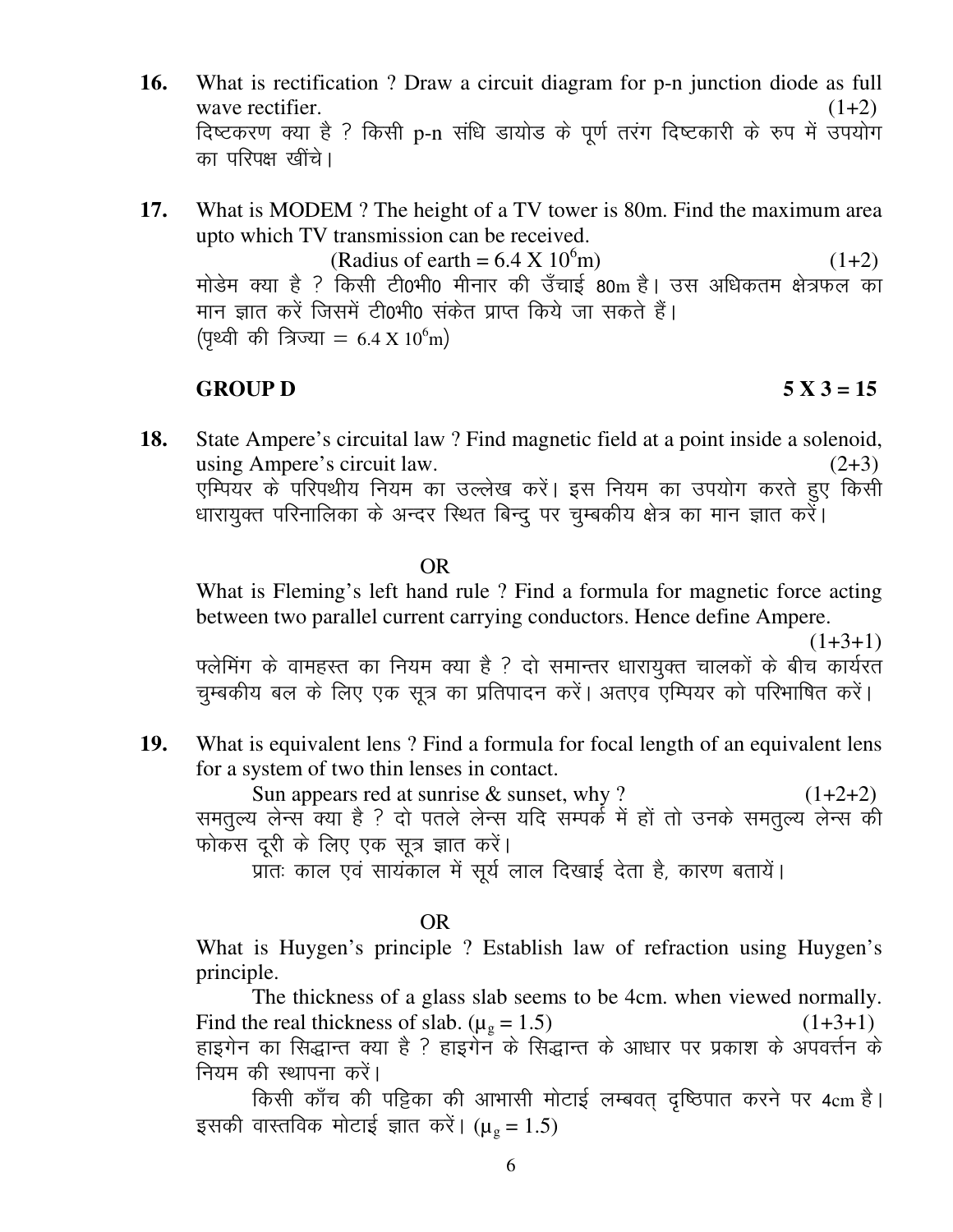**16.** What is rectification ? Draw a circuit diagram for p-n junction diode as full wave rectifier. (1+2)

दिष्टकरण क्या है ? किसी p-n संधि डायोड के पूर्ण तरंग दिष्टकारी के रुप में उपयोग का परिपक्ष खींचे।

**17.** What is MODEM ? The height of a TV tower is 80m. Find the maximum area upto which TV transmission can be received.

(Radius of earth = $6.4 \times 10^6$m) (1+2)

मोडेम क्या है ? किसी टी0भी0 मीनार की उँचाई 80m है। उस अधिकतम क्षेत्रफल का मान ज्ञात करें जिसमें टी0भी0 संकेत प्राप्त किये जा सकते हैं।

(पृथ्वी की त्रिज्या = $6.4 \times 10^6$m)

## GROUP D $5 \times 3 = 15$

**18.** State Ampere's circuital law ? Find magnetic field at a point inside a solenoid, using Ampere's circuit law. (2+3)

एम्पियर के परिपथीय नियम का उल्लेख करें। इस नियम का उपयोग करते हुए किसी धारायुक्त परिनालिका के अन्दर स्थित बिन्दु पर चुम्बकीय क्षेत्र का मान ज्ञात करें।

OR

What is Fleming's left hand rule ? Find a formula for magnetic force acting between two parallel current carrying conductors. Hence define Ampere. (1+3+1)

फ्लेमिंग के वामहस्त का नियम क्या है ? दो समान्तर धारायुक्त चालकों के बीच कार्यरत चुम्बकीय बल के लिए एक सूत्र का प्रतिपादन करें। अतएव एम्पियर को परिभाषित करें।

**19.** What is equivalent lens ? Find a formula for focal length of an equivalent lens for a system of two thin lenses in contact.

Sun appears red at sunrise & sunset, why ? (1+2+2)

समतुल्य लेन्स क्या है ? दो पतले लेन्स यदि सम्पर्क में हों तो उनके समतुल्य लेन्स की फोकस दूरी के लिए एक सूत्र ज्ञात करें।

प्रातः काल एवं सायंकाल में सूर्य लाल दिखाई देता है, कारण बतायें।

OR

What is Huygen's principle ? Establish law of refraction using Huygen's principle.

The thickness of a glass slab seems to be 4cm. when viewed normally. Find the real thickness of slab. ($\mu_g = 1.5$) (1+3+1)

हाइगेन का सिद्धान्त क्या है ? हाइगेन के सिद्धान्त के आधार पर प्रकाश के अपवर्तन के नियम की स्थापना करें।

किसी काँच की पट्टिका की आभासी मोटाई लम्बवत् दृष्टिपात करने पर 4cm है। इसकी वास्तविक मोटाई ज्ञात करें। ($\mu_g = 1.5$)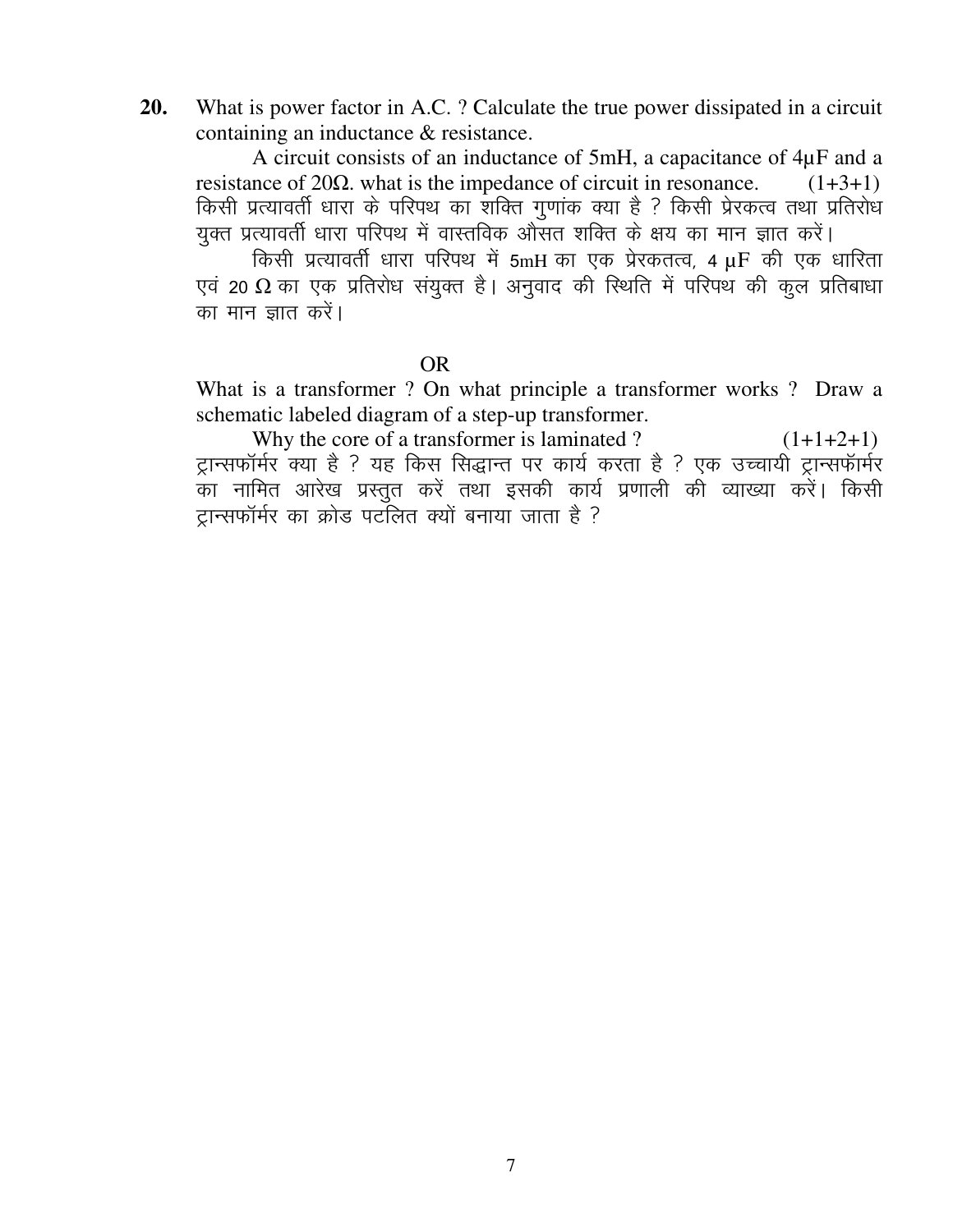**20.** What is power factor in A.C. ? Calculate the true power dissipated in a circuit containing an inductance & resistance.

A circuit consists of an inductance of 5mH, a capacitance of 4μF and a resistance of 20Ω. what is the impedance of circuit in resonance. (1+3+1)

किसी प्रत्यावर्ती धारा के परिपथ का शक्ति गुणांक क्या है ? किसी प्रेरकत्व तथा प्रतिरोध युक्त प्रत्यावर्ती धारा परिपथ में वास्तविक औसत शक्ति के क्षय का मान ज्ञात करें।

किसी प्रत्यावर्ती धारा परिपथ में 5mH का एक प्रेरकतत्व, 4 μF की एक धारिता एवं 20 Ω का एक प्रतिरोध संयुक्त है। अनुवाद की स्थिति में परिपथ की कुल प्रतिबाधा का मान ज्ञात करें।

OR

What is a transformer ? On what principle a transformer works ? Draw a schematic labeled diagram of a step-up transformer.

Why the core of a transformer is laminated ? (1+1+2+1)

ट्रान्सफॉर्मर क्या है ? यह किस सिद्धान्त पर कार्य करता है ? एक उच्चायी ट्रान्सफॉर्मर का नामित आरेख प्रस्तुत करें तथा इसकी कार्य प्रणाली की व्याख्या करें। किसी ट्रान्सफॉर्मर का क्रोड पटलित क्यों बनाया जाता है ?